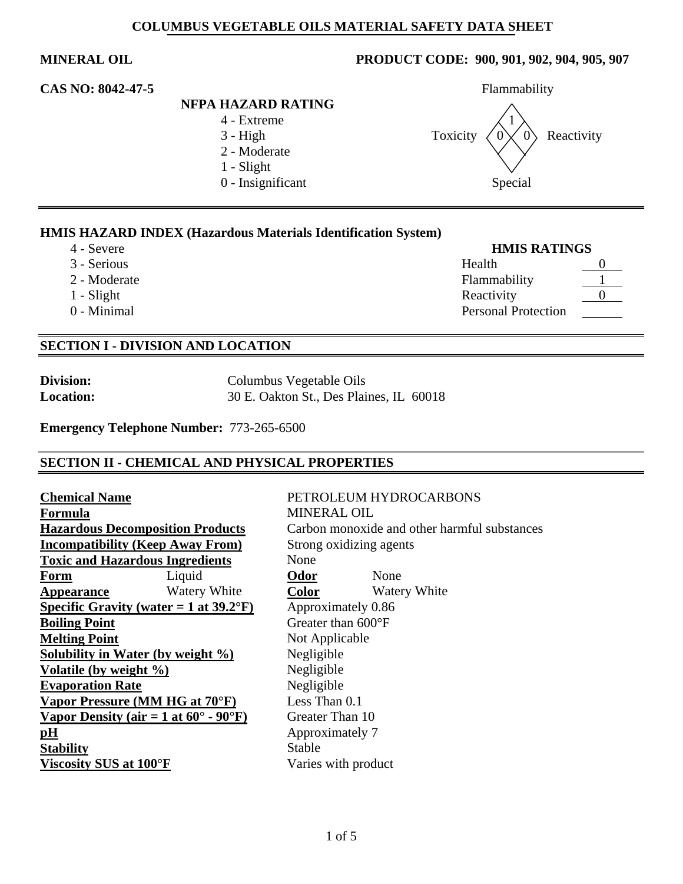# COLUMBUS VEGETABLE OILS MATERIAL SAFETY DATA SHEET

**MINERAL OIL** — **PRODUCT CODE: 900, 901, 902, 904, 905, 907**

**CAS NO: 8042-47-5**

**NFPA HAZARD RATING**

- 4 - Extreme
- 3 - High
- 2 - Moderate
- 1 - Slight
- 0 - Insignificant

| Flammability | Toxicity | Reactivity | Special |
|---|---|---|---|
| 1 | 0 | 0 | |

**HMIS HAZARD INDEX (Hazardous Materials Identification System)**

- 4 - Severe
- 3 - Serious
- 2 - Moderate
- 1 - Slight
- 0 - Minimal

**HMIS RATINGS**

| | |
|---|---|
| Health | 0 |
| Flammability | 1 |
| Reactivity | 0 |
| Personal Protection | |

## SECTION I - DIVISION AND LOCATION

**Division:** Columbus Vegetable Oils
**Location:** 30 E. Oakton St., Des Plaines, IL 60018

**Emergency Telephone Number:** 773-265-6500

## SECTION II - CHEMICAL AND PHYSICAL PROPERTIES

| | |
|---|---|
| **Chemical Name** | PETROLEUM HYDROCARBONS |
| **Formula** | MINERAL OIL |
| **Hazardous Decomposition Products** | Carbon monoxide and other harmful substances |
| **Incompatibility (Keep Away From)** | Strong oxidizing agents |
| **Toxic and Hazardous Ingredients** | None |
| **Form** | Liquid |
| **Odor** | None |
| **Appearance** | Watery White |
| **Color** | Watery White |
| **Specific Gravity (water = 1 at 39.2°F)** | Approximately 0.86 |
| **Boiling Point** | Greater than 600°F |
| **Melting Point** | Not Applicable |
| **Solubility in Water (by weight %)** | Negligible |
| **Volatile (by weight %)** | Negligible |
| **Evaporation Rate** | Negligible |
| **Vapor Pressure (MM HG at 70°F)** | Less Than 0.1 |
| **Vapor Density (air = 1 at 60° - 90°F)** | Greater Than 10 |
| **pH** | Approximately 7 |
| **Stability** | Stable |
| **Viscosity SUS at 100°F** | Varies with product |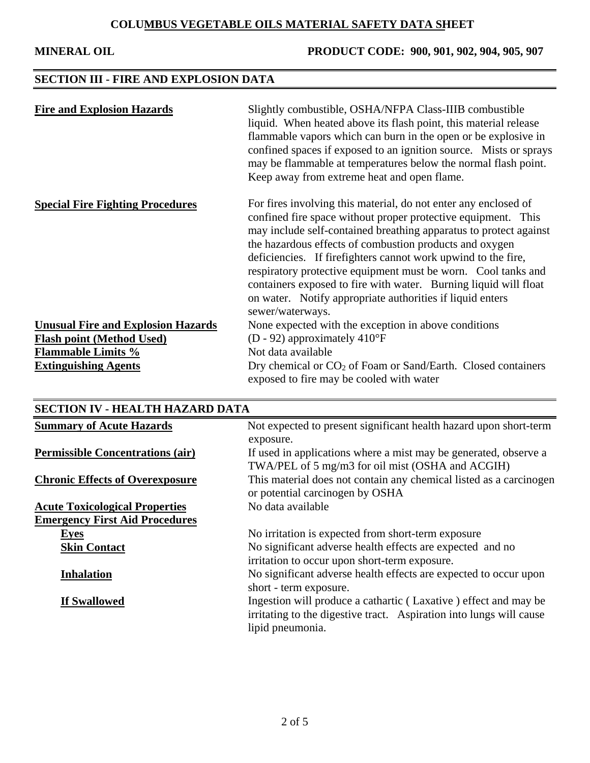**COLUMBUS VEGETABLE OILS MATERIAL SAFETY DATA SHEET**

**MINERAL OIL** **PRODUCT CODE: 900, 901, 902, 904, 905, 907**

## SECTION III - FIRE AND EXPLOSION DATA

| | |
|---|---|
| **Fire and Explosion Hazards** | Slightly combustible, OSHA/NFPA Class-IIIB combustible liquid. When heated above its flash point, this material release flammable vapors which can burn in the open or be explosive in confined spaces if exposed to an ignition source. Mists or sprays may be flammable at temperatures below the normal flash point. Keep away from extreme heat and open flame. |
| **Special Fire Fighting Procedures** | For fires involving this material, do not enter any enclosed of confined fire space without proper protective equipment. This may include self-contained breathing apparatus to protect against the hazardous effects of combustion products and oxygen deficiencies. If firefighters cannot work upwind to the fire, respiratory protective equipment must be worn. Cool tanks and containers exposed to fire with water. Burning liquid will float on water. Notify appropriate authorities if liquid enters sewer/waterways. |
| **Unusual Fire and Explosion Hazards** | None expected with the exception in above conditions |
| **Flash point (Method Used)** | (D - 92) approximately 410°F |
| **Flammable Limits %** | Not data available |
| **Extinguishing Agents** | Dry chemical or $CO_2$ of Foam or Sand/Earth. Closed containers exposed to fire may be cooled with water |

## SECTION IV - HEALTH HAZARD DATA

| | |
|---|---|
| **Summary of Acute Hazards** | Not expected to present significant health hazard upon short-term exposure. |
| **Permissible Concentrations (air)** | If used in applications where a mist may be generated, observe a TWA/PEL of 5 mg/m3 for oil mist (OSHA and ACGIH) |
| **Chronic Effects of Overexposure** | This material does not contain any chemical listed as a carcinogen or potential carcinogen by OSHA |
| **Acute Toxicological Properties** | No data available |
| **Emergency First Aid Procedures** | |
| **Eyes** | No irritation is expected from short-term exposure |
| **Skin Contact** | No significant adverse health effects are expected and no irritation to occur upon short-term exposure. |
| **Inhalation** | No significant adverse health effects are expected to occur upon short - term exposure. |
| **If Swallowed** | Ingestion will produce a cathartic ( Laxative ) effect and may be irritating to the digestive tract. Aspiration into lungs will cause lipid pneumonia. |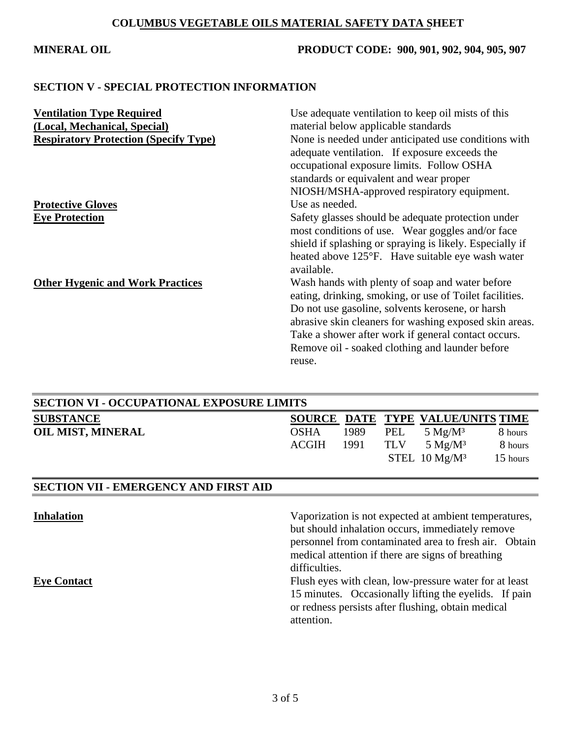**COLUMBUS VEGETABLE OILS MATERIAL SAFETY DATA SHEET**

**MINERAL OIL** **PRODUCT CODE: 900, 901, 902, 904, 905, 907**

## SECTION V - SPECIAL PROTECTION INFORMATION

| | |
|---|---|
| **Ventilation Type Required (Local, Mechanical, Special)** | Use adequate ventilation to keep oil mists of this material below applicable standards |
| **Respiratory Protection (Specify Type)** | None is needed under anticipated use conditions with adequate ventilation. If exposure exceeds the occupational exposure limits. Follow OSHA standards or equivalent and wear proper NIOSH/MSHA-approved respiratory equipment. |
| **Protective Gloves** | Use as needed. |
| **Eye Protection** | Safety glasses should be adequate protection under most conditions of use. Wear goggles and/or face shield if splashing or spraying is likely. Especially if heated above 125°F. Have suitable eye wash water available. |
| **Other Hygenic and Work Practices** | Wash hands with plenty of soap and water before eating, drinking, smoking, or use of Toilet facilities. Do not use gasoline, solvents kerosene, or harsh abrasive skin cleaners for washing exposed skin areas. Take a shower after work if general contact occurs. Remove oil - soaked clothing and launder before reuse. |

## SECTION VI - OCCUPATIONAL EXPOSURE LIMITS

| SUBSTANCE | SOURCE | DATE | TYPE | VALUE/UNITS | TIME |
|---|---|---|---|---|---|
| OIL MIST, MINERAL | OSHA | 1989 | PEL | 5 Mg/M³ | 8 hours |
| | ACGIH | 1991 | TLV | 5 Mg/M³ | 8 hours |
| | | | STEL | 10 Mg/M³ | 15 hours |

## SECTION VII - EMERGENCY AND FIRST AID

| | |
|---|---|
| **Inhalation** | Vaporization is not expected at ambient temperatures, but should inhalation occurs, immediately remove personnel from contaminated area to fresh air. Obtain medical attention if there are signs of breathing difficulties. |
| **Eye Contact** | Flush eyes with clean, low-pressure water for at least 15 minutes. Occasionally lifting the eyelids. If pain or redness persists after flushing, obtain medical attention. |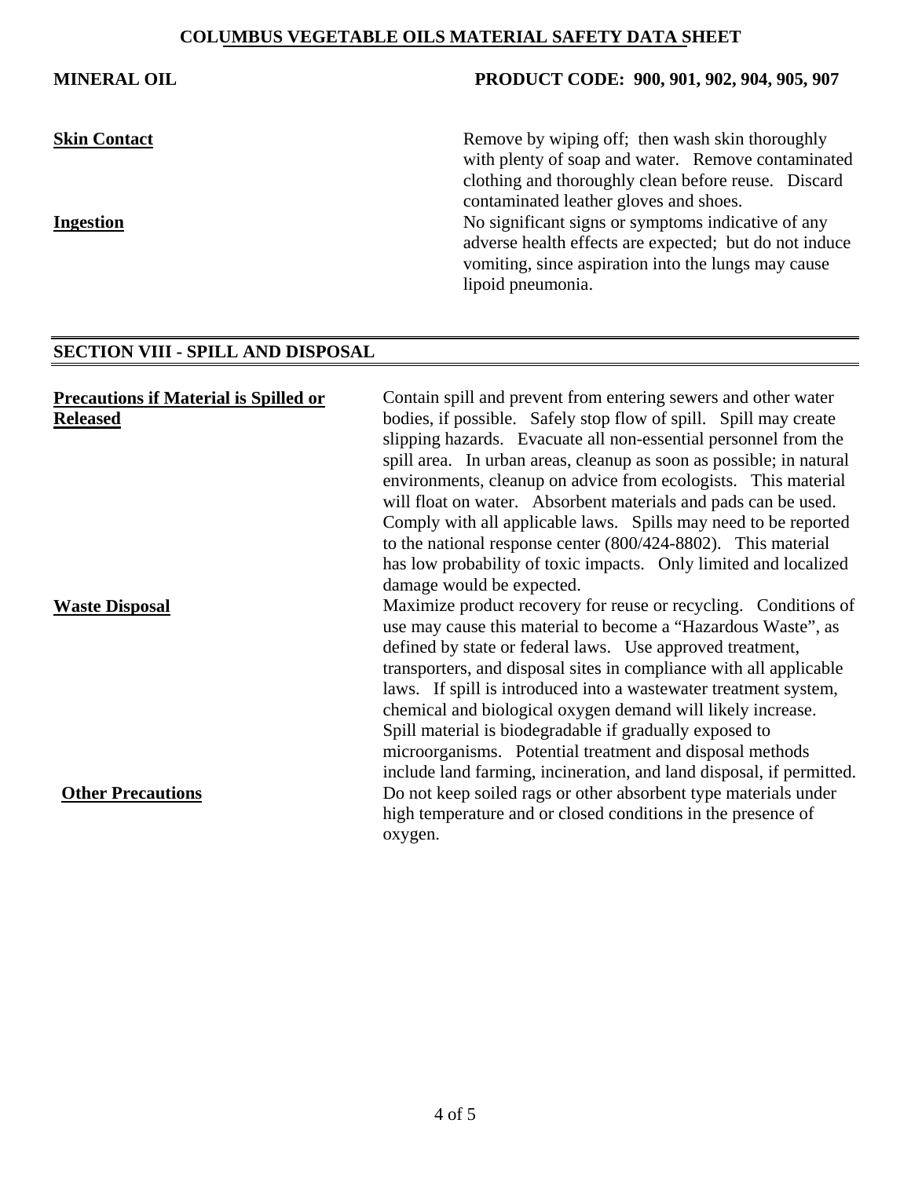**MINERAL OIL** | **PRODUCT CODE: 900, 901, 902, 904, 905, 907**

| | |
|---|---|
| **Skin Contact** | Remove by wiping off; then wash skin thoroughly with plenty of soap and water. Remove contaminated clothing and thoroughly clean before reuse. Discard contaminated leather gloves and shoes. |
| **Ingestion** | No significant signs or symptoms indicative of any adverse health effects are expected; but do not induce vomiting, since aspiration into the lungs may cause lipoid pneumonia. |

## SECTION VIII - SPILL AND DISPOSAL

| | |
|---|---|
| **Precautions if Material is Spilled or Released** | Contain spill and prevent from entering sewers and other water bodies, if possible. Safely stop flow of spill. Spill may create slipping hazards. Evacuate all non-essential personnel from the spill area. In urban areas, cleanup as soon as possible; in natural environments, cleanup on advice from ecologists. This material will float on water. Absorbent materials and pads can be used. Comply with all applicable laws. Spills may need to be reported to the national response center (800/424-8802). This material has low probability of toxic impacts. Only limited and localized damage would be expected. |
| **Waste Disposal** | Maximize product recovery for reuse or recycling. Conditions of use may cause this material to become a "Hazardous Waste", as defined by state or federal laws. Use approved treatment, transporters, and disposal sites in compliance with all applicable laws. If spill is introduced into a wastewater treatment system, chemical and biological oxygen demand will likely increase. Spill material is biodegradable if gradually exposed to microorganisms. Potential treatment and disposal methods include land farming, incineration, and land disposal, if permitted. |
| **Other Precautions** | Do not keep soiled rags or other absorbent type materials under high temperature and or closed conditions in the presence of oxygen. |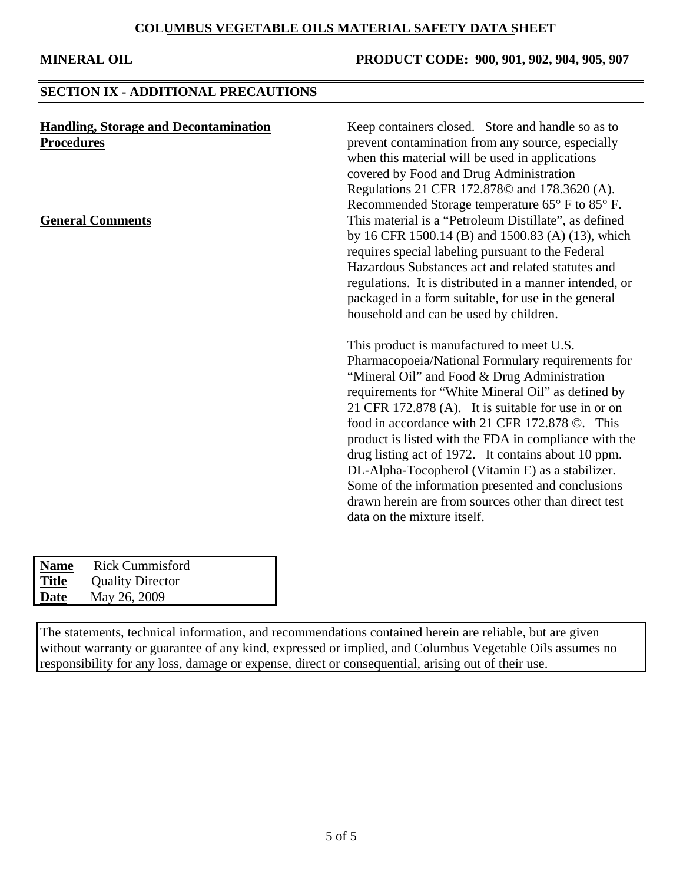**COLUMBUS VEGETABLE OILS MATERIAL SAFETY DATA SHEET**

**MINERAL OIL** **PRODUCT CODE: 900, 901, 902, 904, 905, 907**

## SECTION IX - ADDITIONAL PRECAUTIONS

**Handling, Storage and Decontamination Procedures**

Keep containers closed. Store and handle so as to prevent contamination from any source, especially when this material will be used in applications covered by Food and Drug Administration Regulations 21 CFR 172.878© and 178.3620 (A). Recommended Storage temperature 65° F to 85° F.

**General Comments**

This material is a "Petroleum Distillate", as defined by 16 CFR 1500.14 (B) and 1500.83 (A) (13), which requires special labeling pursuant to the Federal Hazardous Substances act and related statutes and regulations. It is distributed in a manner intended, or packaged in a form suitable, for use in the general household and can be used by children.

This product is manufactured to meet U.S. Pharmacopoeia/National Formulary requirements for "Mineral Oil" and Food & Drug Administration requirements for "White Mineral Oil" as defined by 21 CFR 172.878 (A). It is suitable for use in or on food in accordance with 21 CFR 172.878 ©. This product is listed with the FDA in compliance with the drug listing act of 1972. It contains about 10 ppm. DL-Alpha-Tocopherol (Vitamin E) as a stabilizer. Some of the information presented and conclusions drawn herein are from sources other than direct test data on the mixture itself.

| | |
|---|---|
| **Name** | Rick Cummisford |
| **Title** | Quality Director |
| **Date** | May 26, 2009 |

The statements, technical information, and recommendations contained herein are reliable, but are given without warranty or guarantee of any kind, expressed or implied, and Columbus Vegetable Oils assumes no responsibility for any loss, damage or expense, direct or consequential, arising out of their use.